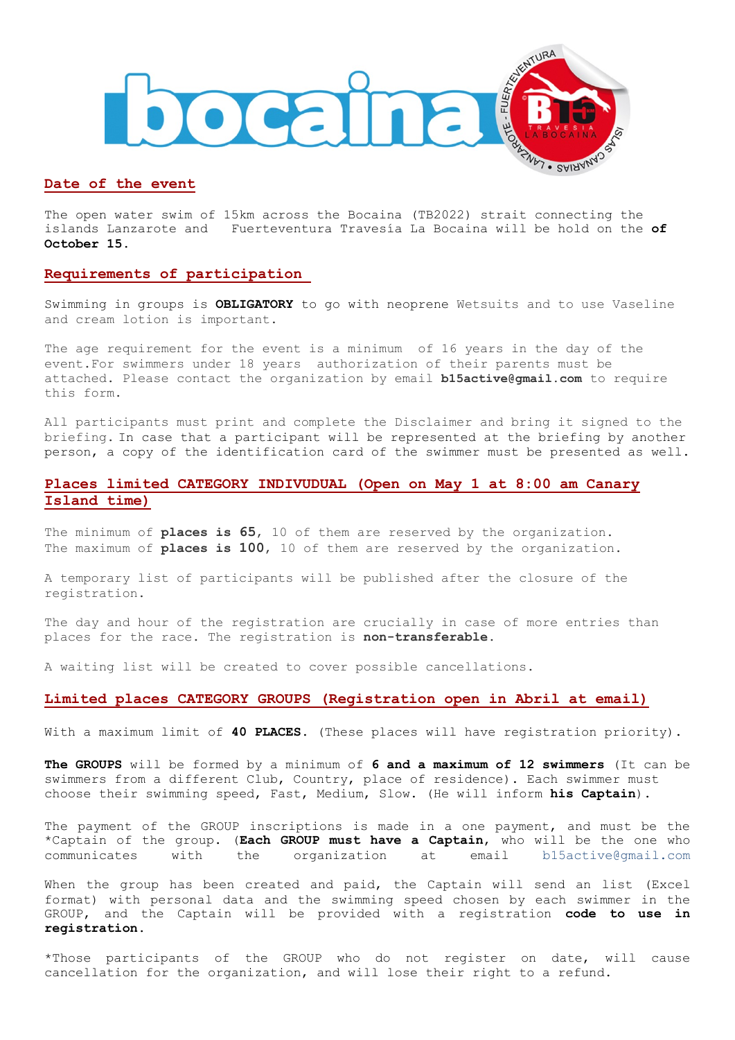## Date of the event

The open water swim of 15km across the Bocaina (TB2022) strait connecting the islands Lanzarote and Fuerteventura Travesía La Bocaina will be hold on the **of October 15.**

## Requirements of participation

Swimming in groups is **OBLIGATORY** to go with neoprene Wetsuits and to use Vaseline and cream lotion is important.

The age requirement for the event is a minimum of 16 years in the day of the event.For swimmers under 18 years authorization of their parents must be attached. Please contact the organization by email **b15active@gmail.com** to require this form.

All participants must print and complete the Disclaimer and bring it signed to the briefing. In case that a participant will be represented at the briefing by another person, a copy of the identification card of the swimmer must be presented as well.

## Places limited CATEGORY INDIVUDUAL (Open on May 1 at 8:00 am Canary Island time)

The minimum of **places is 65**, 10 of them are reserved by the organization.
The maximum of **places is 100**, 10 of them are reserved by the organization.

A temporary list of participants will be published after the closure of the registration.

The day and hour of the registration are crucially in case of more entries than places for the race. The registration is **non-transferable**.

A waiting list will be created to cover possible cancellations.

## Limited places CATEGORY GROUPS (Registration open in Abril at email)

With a maximum limit of **40 PLACES**. (These places will have registration priority).

**The GROUPS** will be formed by a minimum of **6 and a maximum of 12 swimmers** (It can be swimmers from a different Club, Country, place of residence). Each swimmer must choose their swimming speed, Fast, Medium, Slow. (He will inform **his Captain**).

The payment of the GROUP inscriptions is made in a one payment, and must be the *Captain of the group. (**Each GROUP must have a Captain**, who will be the one who communicates with the organization at email b15active@gmail.com

When the group has been created and paid, the Captain will send an list (Excel format) with personal data and the swimming speed chosen by each swimmer in the GROUP, and the Captain will be provided with a registration **code to use in registration.**

*Those participants of the GROUP who do not register on date, will cause cancellation for the organization, and will lose their right to a refund.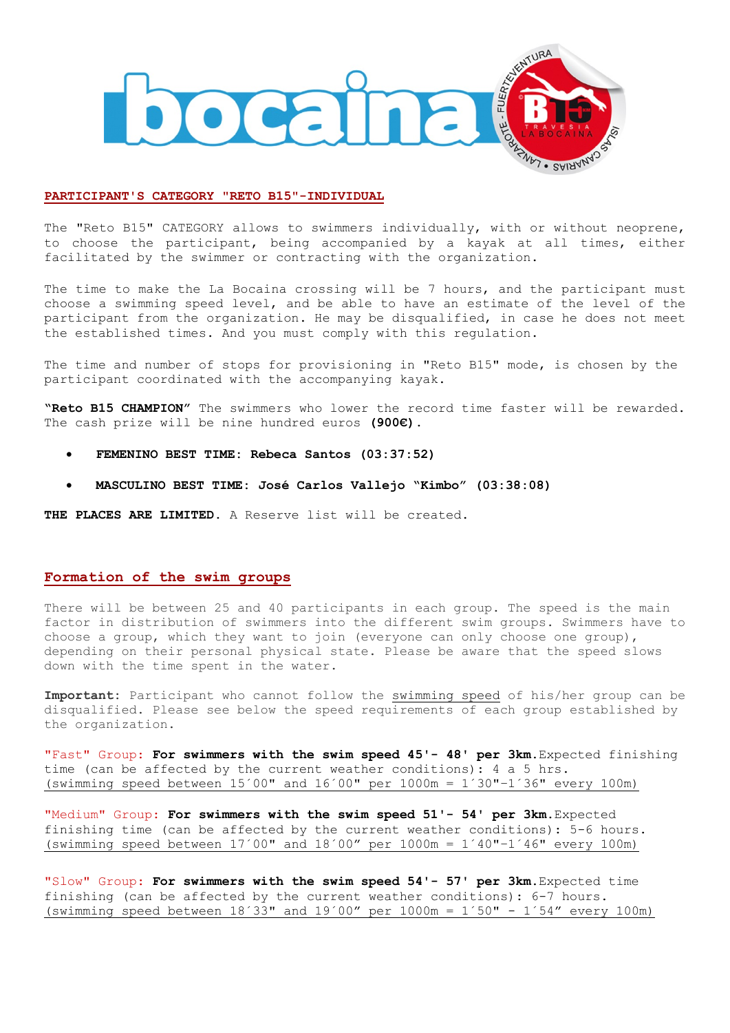## PARTICIPANT'S CATEGORY "RETO B15"-INDIVIDUAL

The "Reto B15" CATEGORY allows to swimmers individually, with or without neoprene, to choose the participant, being accompanied by a kayak at all times, either facilitated by the swimmer or contracting with the organization.

The time to make the La Bocaina crossing will be 7 hours, and the participant must choose a swimming speed level, and be able to have an estimate of the level of the participant from the organization. He may be disqualified, in case he does not meet the established times. And you must comply with this regulation.

The time and number of stops for provisioning in "Reto B15" mode, is chosen by the participant coordinated with the accompanying kayak.

**"Reto B15 CHAMPION"** The swimmers who lower the record time faster will be rewarded. The cash prize will be nine hundred euros **(900€)**.

- **FEMENINO BEST TIME: Rebeca Santos (03:37:52)**
- **MASCULINO BEST TIME: José Carlos Vallejo "Kimbo" (03:38:08)**

**THE PLACES ARE LIMITED**. A Reserve list will be created.

## Formation of the swim groups

There will be between 25 and 40 participants in each group. The speed is the main factor in distribution of swimmers into the different swim groups. Swimmers have to choose a group, which they want to join (everyone can only choose one group), depending on their personal physical state. Please be aware that the speed slows down with the time spent in the water.

**Important:** Participant who cannot follow the swimming speed of his/her group can be disqualified. Please see below the speed requirements of each group established by the organization.

"Fast" Group: **For swimmers with the swim speed 45'- 48' per 3km.** Expected finishing time (can be affected by the current weather conditions): 4 a 5 hrs.
(swimming speed between 15´00" and 16´00" per 1000m = 1´30"-1´36" every 100m)

"Medium" Group: **For swimmers with the swim speed 51'- 54' per 3km.** Expected finishing time (can be affected by the current weather conditions): 5-6 hours.
(swimming speed between 17´00" and 18´00" per 1000m = 1´40"-1´46" every 100m)

"Slow" Group: **For swimmers with the swim speed 54'- 57' per 3km.** Expected time finishing (can be affected by the current weather conditions): 6-7 hours.
(swimming speed between 18´33" and 19´00" per 1000m = 1´50" - 1´54" every 100m)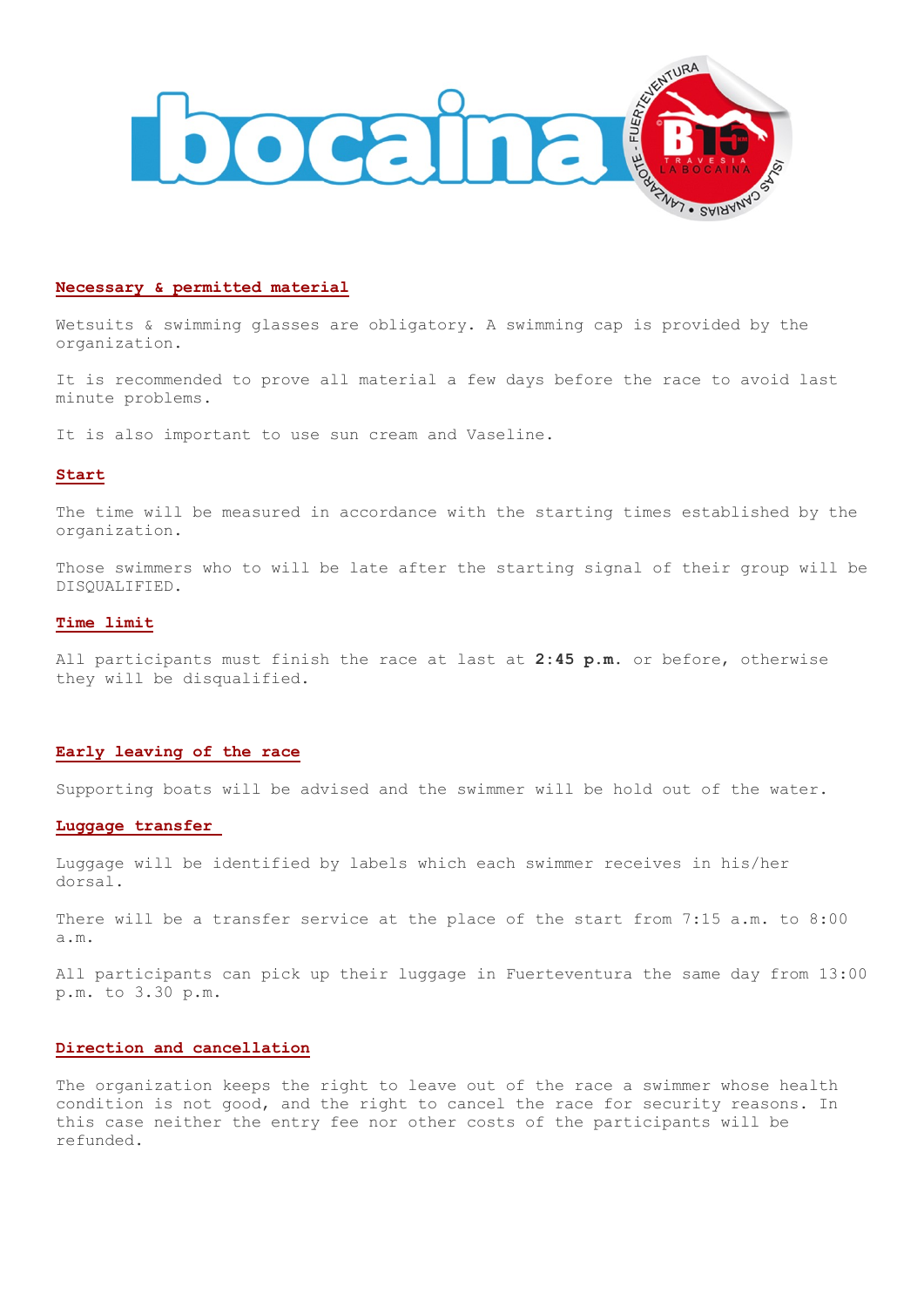## Necessary & permitted material

Wetsuits & swimming glasses are obligatory. A swimming cap is provided by the organization.

It is recommended to prove all material a few days before the race to avoid last minute problems.

It is also important to use sun cream and Vaseline.

## Start

The time will be measured in accordance with the starting times established by the organization.

Those swimmers who to will be late after the starting signal of their group will be DISQUALIFIED.

## Time limit

All participants must finish the race at last at **2:45 p.m.** or before, otherwise they will be disqualified.

## Early leaving of the race

Supporting boats will be advised and the swimmer will be hold out of the water.

## Luggage transfer

Luggage will be identified by labels which each swimmer receives in his/her dorsal.

There will be a transfer service at the place of the start from 7:15 a.m. to 8:00 a.m.

All participants can pick up their luggage in Fuerteventura the same day from 13:00 p.m. to 3.30 p.m.

## Direction and cancellation

The organization keeps the right to leave out of the race a swimmer whose health condition is not good, and the right to cancel the race for security reasons. In this case neither the entry fee nor other costs of the participants will be refunded.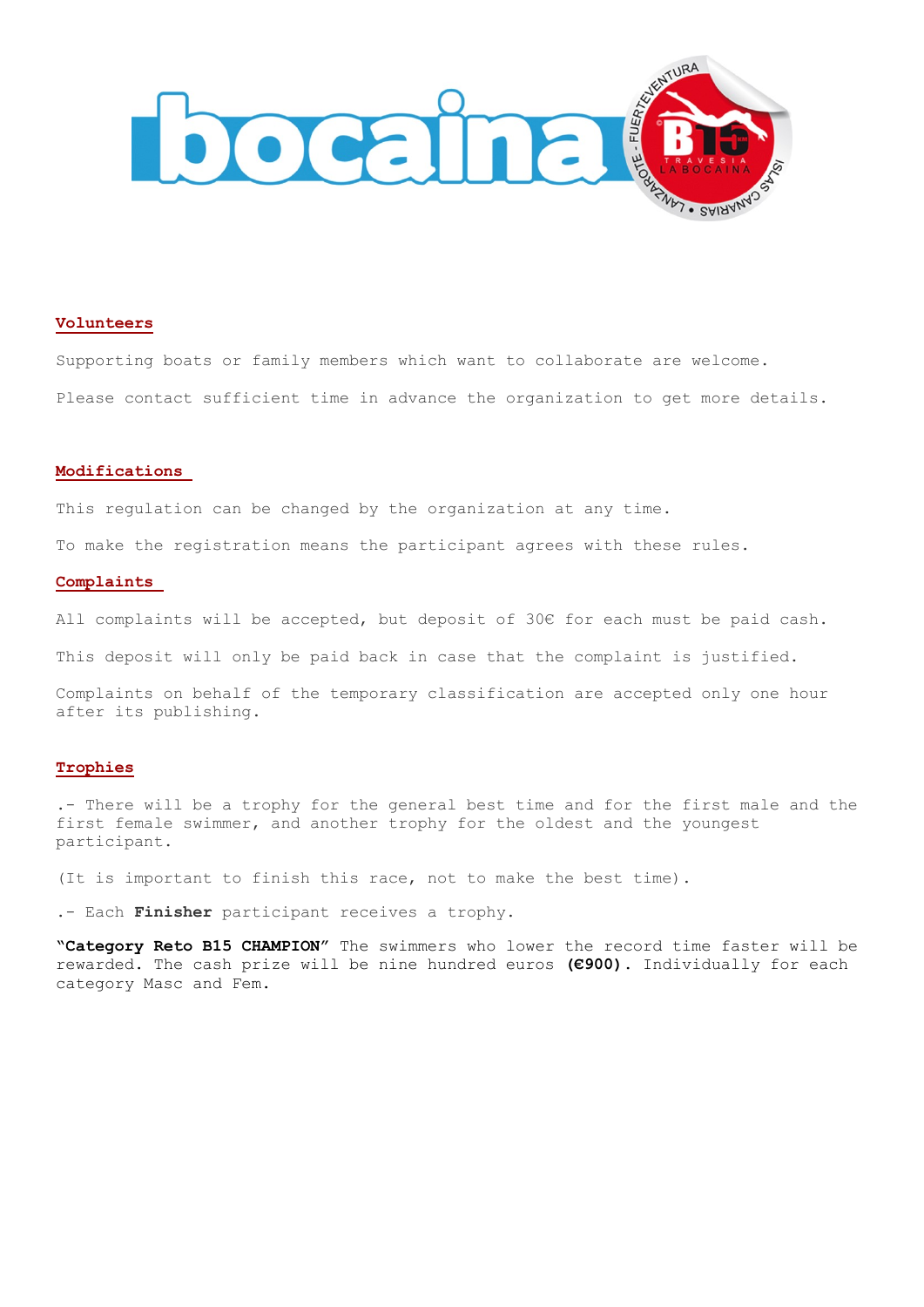## Volunteers

Supporting boats or family members which want to collaborate are welcome.

Please contact sufficient time in advance the organization to get more details.

## Modifications

This regulation can be changed by the organization at any time.

To make the registration means the participant agrees with these rules.

## Complaints

All complaints will be accepted, but deposit of 30€ for each must be paid cash.

This deposit will only be paid back in case that the complaint is justified.

Complaints on behalf of the temporary classification are accepted only one hour after its publishing.

## Trophies

.- There will be a trophy for the general best time and for the first male and the first female swimmer, and another trophy for the oldest and the youngest participant.

(It is important to finish this race, not to make the best time).

.- Each **Finisher** participant receives a trophy.

**"Category Reto B15 CHAMPION"** The swimmers who lower the record time faster will be rewarded. The cash prize will be nine hundred euros **(€900)**. Individually for each category Masc and Fem.